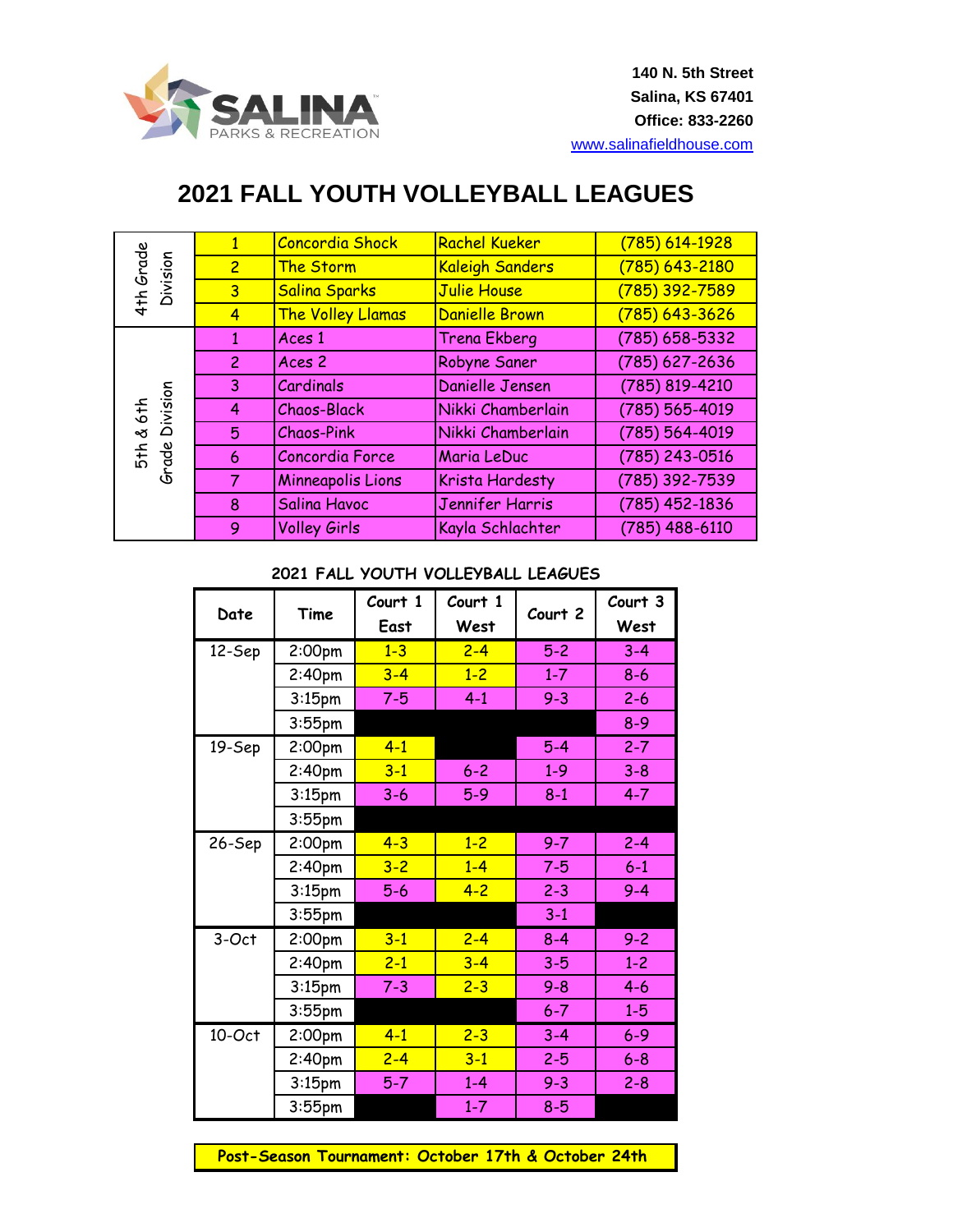SALINA PARKS & RECREATION

140 N. 5th Street
Salina, KS 67401
Office: 833-2260
www.salinafieldhouse.com

# 2021 FALL YOUTH VOLLEYBALL LEAGUES

| Division | # | Team | Coach | Phone |
|---|---|---|---|---|
| 4th Grade Division | 1 | Concordia Shock | Rachel Kueker | (785) 614-1928 |
| | 2 | The Storm | Kaleigh Sanders | (785) 643-2180 |
| | 3 | Salina Sparks | Julie House | (785) 392-7589 |
| | 4 | The Volley Llamas | Danielle Brown | (785) 643-3626 |
| 5th & 6th Grade Division | 1 | Aces 1 | Trena Ekberg | (785) 658-5332 |
| | 2 | Aces 2 | Robyne Saner | (785) 627-2636 |
| | 3 | Cardinals | Danielle Jensen | (785) 819-4210 |
| | 4 | Chaos-Black | Nikki Chamberlain | (785) 565-4019 |
| | 5 | Chaos-Pink | Nikki Chamberlain | (785) 564-4019 |
| | 6 | Concordia Force | Maria LeDuc | (785) 243-0516 |
| | 7 | Minneapolis Lions | Krista Hardesty | (785) 392-7539 |
| | 8 | Salina Havoc | Jennifer Harris | (785) 452-1836 |
| | 9 | Volley Girls | Kayla Schlachter | (785) 488-6110 |

## 2021 FALL YOUTH VOLLEYBALL LEAGUES

| Date | Time | Court 1 East | Court 1 West | Court 2 | Court 3 West |
|---|---|---|---|---|---|
| 12-Sep | 2:00pm | 1-3 | 2-4 | 5-2 | 3-4 |
| | 2:40pm | 3-4 | 1-2 | 1-7 | 8-6 |
| | 3:15pm | 7-5 | 4-1 | 9-3 | 2-6 |
| | 3:55pm | | | | 8-9 |
| 19-Sep | 2:00pm | 4-1 | | 5-4 | 2-7 |
| | 2:40pm | 3-1 | 6-2 | 1-9 | 3-8 |
| | 3:15pm | 3-6 | 5-9 | 8-1 | 4-7 |
| | 3:55pm | | | | |
| 26-Sep | 2:00pm | 4-3 | 1-2 | 9-7 | 2-4 |
| | 2:40pm | 3-2 | 1-4 | 7-5 | 6-1 |
| | 3:15pm | 5-6 | 4-2 | 2-3 | 9-4 |
| | 3:55pm | | | 3-1 | |
| 3-Oct | 2:00pm | 3-1 | 2-4 | 8-4 | 9-2 |
| | 2:40pm | 2-1 | 3-4 | 3-5 | 1-2 |
| | 3:15pm | 7-3 | 2-3 | 9-8 | 4-6 |
| | 3:55pm | | | 6-7 | 1-5 |
| 10-Oct | 2:00pm | 4-1 | 2-3 | 3-4 | 6-9 |
| | 2:40pm | 2-4 | 3-1 | 2-5 | 6-8 |
| | 3:15pm | 5-7 | 1-4 | 9-3 | 2-8 |
| | 3:55pm | | 1-7 | 8-5 | |

**Post-Season Tournament: October 17th & October 24th**